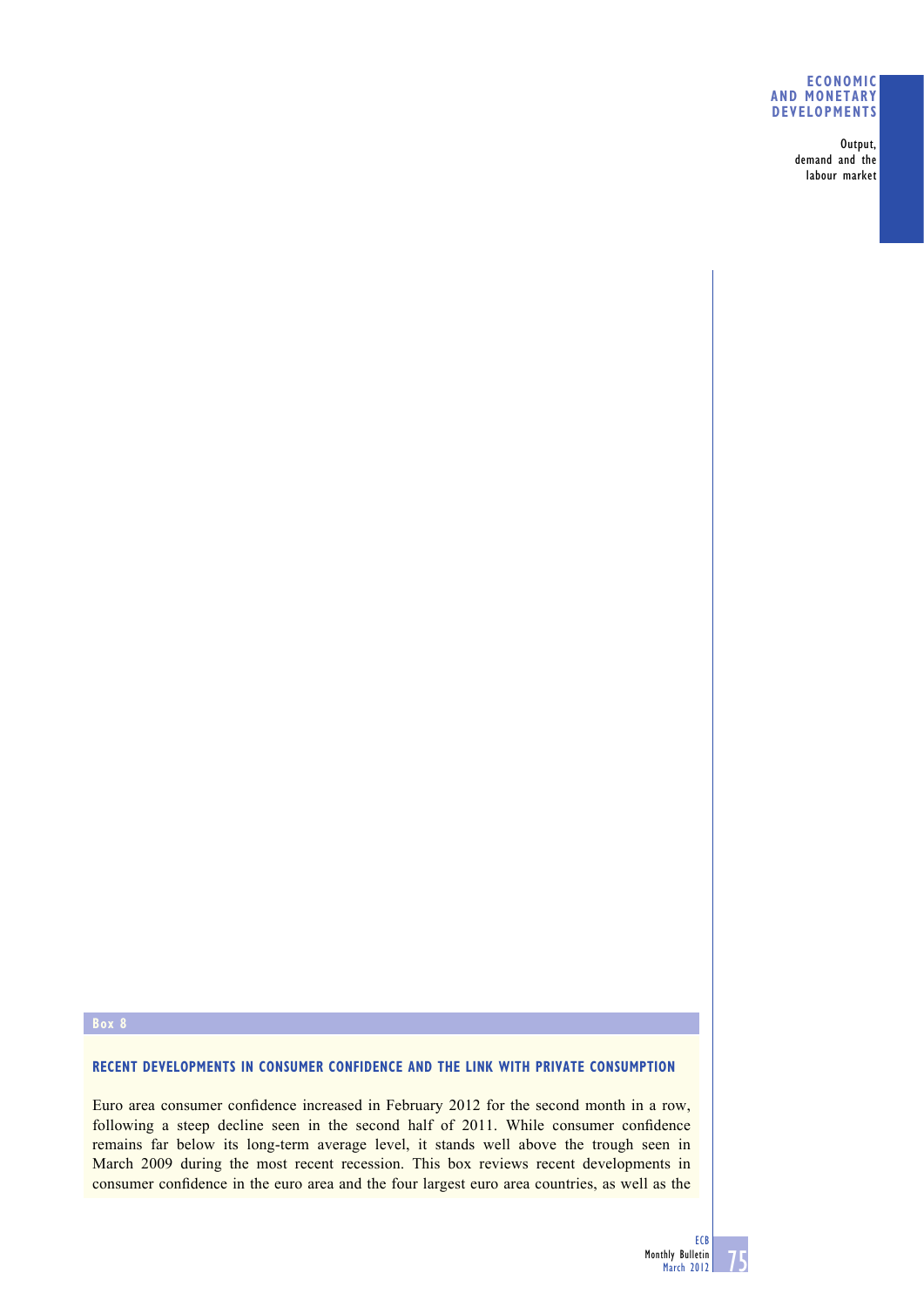**Box 8**

### RECENT DEVELOPMENTS IN CONSUMER CONFIDENCE AND THE LINK WITH PRIVATE CONSUMPTION

Euro area consumer confidence increased in February 2012 for the second month in a row, following a steep decline seen in the second half of 2011. While consumer confidence remains far below its long-term average level, it stands well above the trough seen in March 2009 during the most recent recession. This box reviews recent developments in consumer confidence in the euro area and the four largest euro area countries, as well as the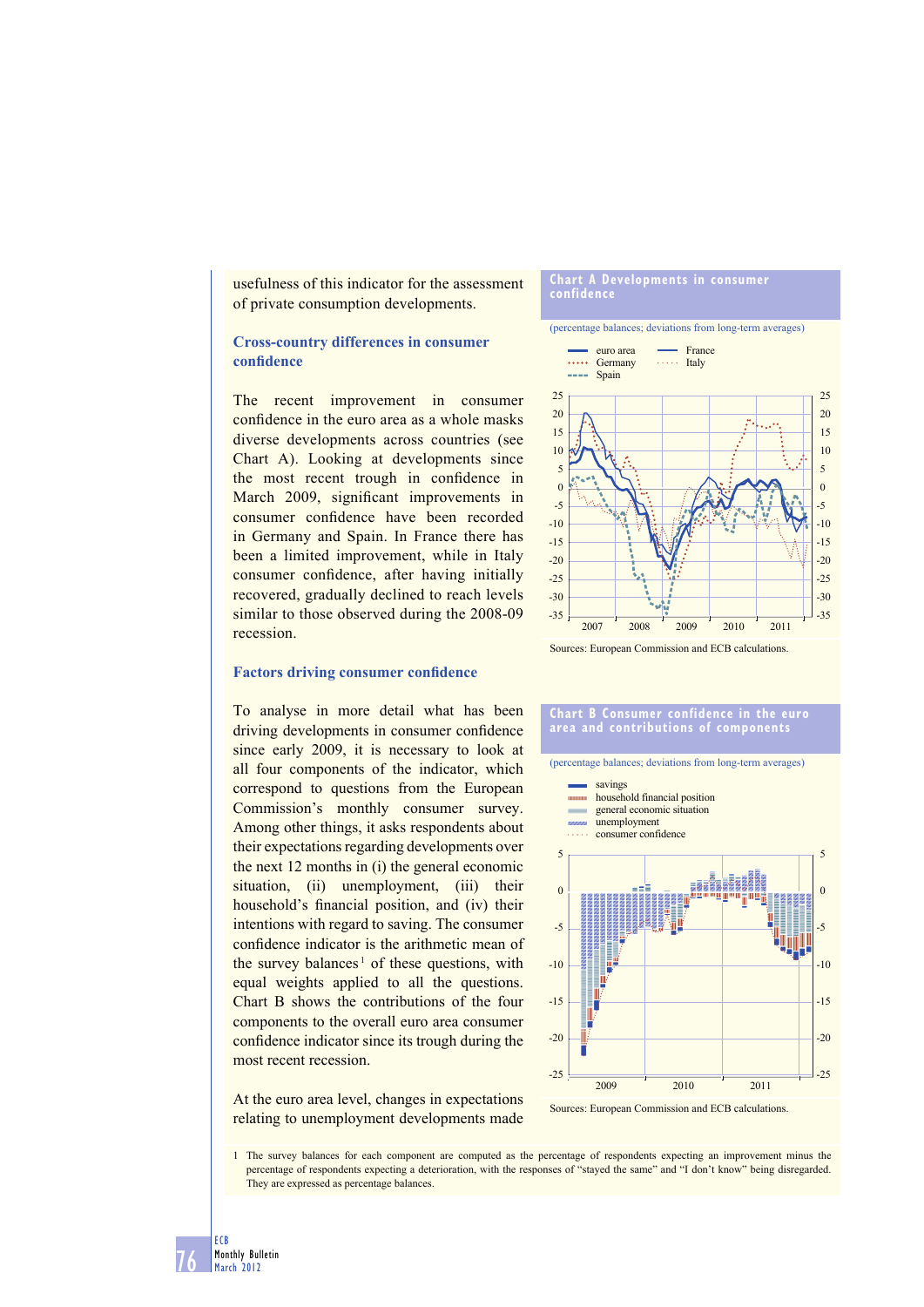usefulness of this indicator for the assessment of private consumption developments.

### Cross-country differences in consumer confidence

The recent improvement in consumer confidence in the euro area as a whole masks diverse developments across countries (see Chart A). Looking at developments since the most recent trough in confidence in March 2009, significant improvements in consumer confidence have been recorded in Germany and Spain. In France there has been a limited improvement, while in Italy consumer confidence, after having initially recovered, gradually declined to reach levels similar to those observed during the 2008-09 recession.

**Chart A Developments in consumer confidence**

(percentage balances; deviations from long-term averages)

Sources: European Commission and ECB calculations.

### Factors driving consumer confidence

To analyse in more detail what has been driving developments in consumer confidence since early 2009, it is necessary to look at all four components of the indicator, which correspond to questions from the European Commission's monthly consumer survey. Among other things, it asks respondents about their expectations regarding developments over the next 12 months in (i) the general economic situation, (ii) unemployment, (iii) their household's financial position, and (iv) their intentions with regard to saving. The consumer confidence indicator is the arithmetic mean of the survey balances[1] of these questions, with equal weights applied to all the questions. Chart B shows the contributions of the four components to the overall euro area consumer confidence indicator since its trough during the most recent recession.

**Chart B Consumer confidence in the euro area and contributions of components**

(percentage balances; deviations from long-term averages)

Sources: European Commission and ECB calculations.

At the euro area level, changes in expectations relating to unemployment developments made

1 The survey balances for each component are computed as the percentage of respondents expecting an improvement minus the percentage of respondents expecting a deterioration, with the responses of "stayed the same" and "I don't know" being disregarded. They are expressed as percentage balances.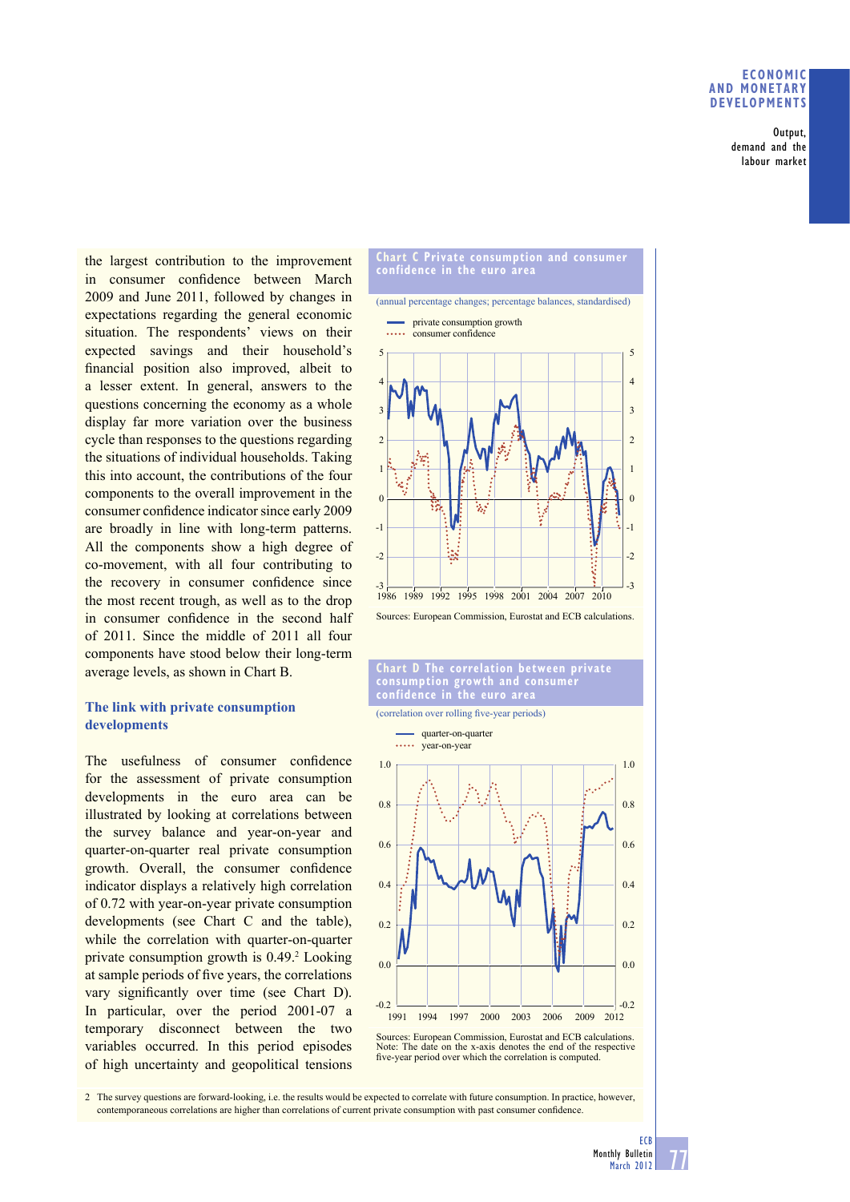the largest contribution to the improvement in consumer confidence between March 2009 and June 2011, followed by changes in expectations regarding the general economic situation. The respondents' views on their expected savings and their household's financial position also improved, albeit to a lesser extent. In general, answers to the questions concerning the economy as a whole display far more variation over the business cycle than responses to the questions regarding the situations of individual households. Taking this into account, the contributions of the four components to the overall improvement in the consumer confidence indicator since early 2009 are broadly in line with long-term patterns. All the components show a high degree of co-movement, with all four contributing to the recovery in consumer confidence since the most recent trough, as well as to the drop in consumer confidence in the second half of 2011. Since the middle of 2011 all four components have stood below their long-term average levels, as shown in Chart B.

### The link with private consumption developments

The usefulness of consumer confidence for the assessment of private consumption developments in the euro area can be illustrated by looking at correlations between the survey balance and year-on-year and quarter-on-quarter real private consumption growth. Overall, the consumer confidence indicator displays a relatively high correlation of 0.72 with year-on-year private consumption developments (see Chart C and the table), while the correlation with quarter-on-quarter private consumption growth is 0.49.[2] Looking at sample periods of five years, the correlations vary significantly over time (see Chart D). In particular, over the period 2001-07 a temporary disconnect between the two variables occurred. In this period episodes of high uncertainty and geopolitical tensions

**Chart C Private consumption and consumer confidence in the euro area**

(annual percentage changes; percentage balances, standardised)

Sources: European Commission, Eurostat and ECB calculations.

**Chart D The correlation between private consumption growth and consumer confidence in the euro area**

(correlation over rolling five-year periods)

Sources: European Commission, Eurostat and ECB calculations.
Note: The date on the x-axis denotes the end of the respective five-year period over which the correlation is computed.

2 The survey questions are forward-looking, i.e. the results would be expected to correlate with future consumption. In practice, however, contemporaneous correlations are higher than correlations of current private consumption with past consumer confidence.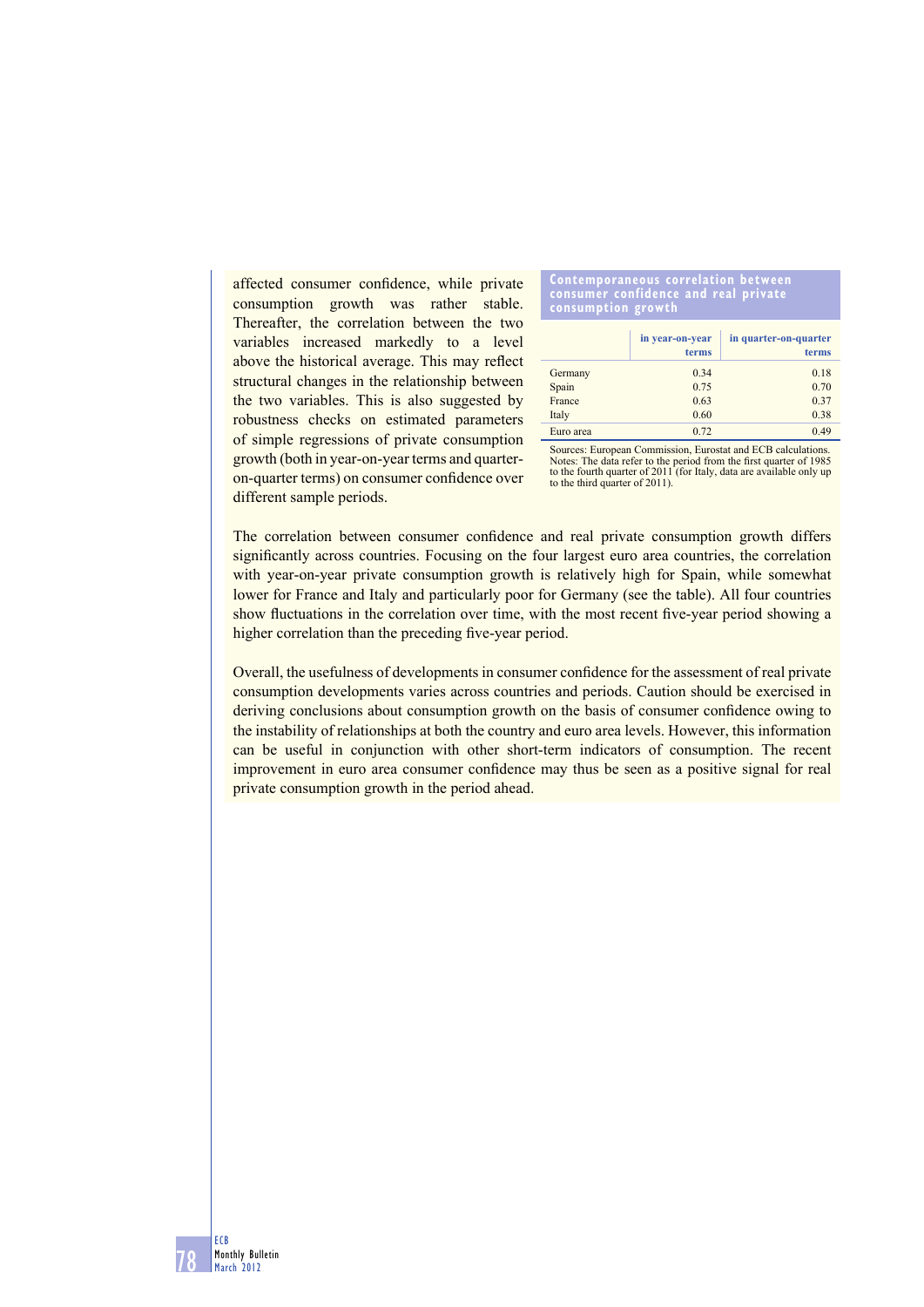affected consumer confidence, while private consumption growth was rather stable. Thereafter, the correlation between the two variables increased markedly to a level above the historical average. This may reflect structural changes in the relationship between the two variables. This is also suggested by robustness checks on estimated parameters of simple regressions of private consumption growth (both in year-on-year terms and quarter-on-quarter terms) on consumer confidence over different sample periods.

**Contemporaneous correlation between consumer confidence and real private consumption growth**

| | in year-on-year terms | in quarter-on-quarter terms |
|---|---|---|
| Germany | 0.34 | 0.18 |
| Spain | 0.75 | 0.70 |
| France | 0.63 | 0.37 |
| Italy | 0.60 | 0.38 |
| Euro area | 0.72 | 0.49 |

Sources: Europeaneau Commission, Eurostat and ECB calculations.
Notes: The data refer to the period from the first quarter of 1985 to the fourth quarter of 2011 (for Italy, data are available only up to the third quarter of 2011).

The correlation between consumer confidence and real private consumption growth differs significantly across countries. Focusing on the four largest euro area countries, the correlation with year-on-year private consumption growth is relatively high for Spain, while somewhat lower for France and Italy and particularly poor for Germany (see the table). All four countries show fluctuations in the correlation over time, with the most recent five-year period showing a higher correlation than the preceding five-year period.

Overall, the usefulness of developments in consumer confidence for the assessment of real private consumption developments varies across countries and periods. Caution should be exercised in deriving conclusions about consumption growth on the basis of consumer confidence owing to the instability of relationships at both the country and euro area levels. However, this information can be useful in conjunction with other short-term indicators of consumption. The recent improvement in euro area consumer confidence may thus be seen as a positive signal for real private consumption growth in the period ahead.